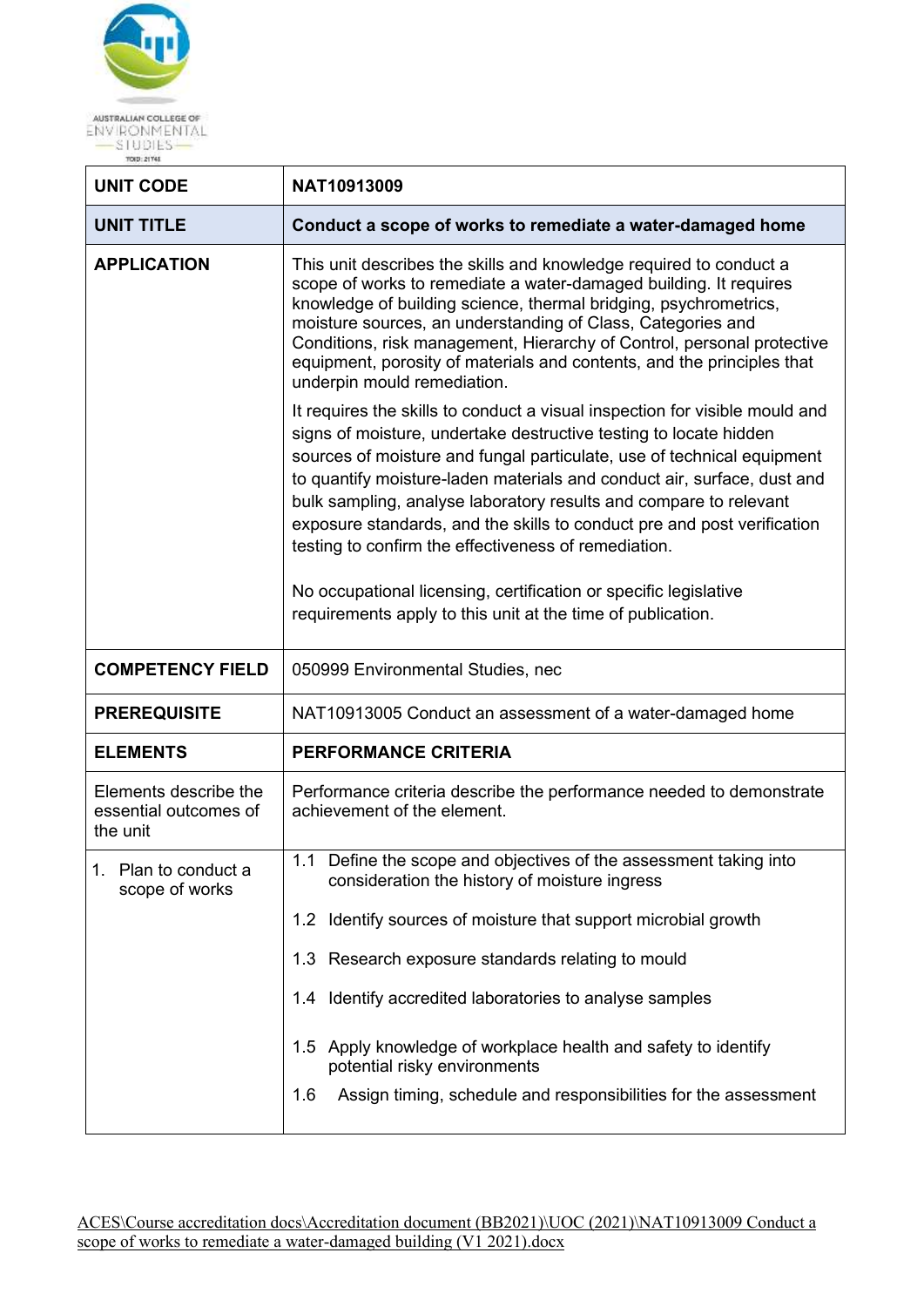AUSTRALIAN COLLEGE OF ENVIRONMENTAL STUDIES TOID: 21748

| UNIT CODE | NAT10913009 |
|---|---|
| **UNIT TITLE** | **Conduct a scope of works to remediate a water-damaged home** |
| **APPLICATION** | This unit describes the skills and knowledge required to conduct a scope of works to remediate a water-damaged building. It requires knowledge of building science, thermal bridging, psychrometrics, moisture sources, an understanding of Class, Categories and Conditions, risk management, Hierarchy of Control, personal protective equipment, porosity of materials and contents, and the principles that underpin mould remediation.<br><br>It requires the skills to conduct a visual inspection for visible mould and signs of moisture, undertake destructive testing to locate hidden sources of moisture and fungal particulate, use of technical equipment to quantify moisture-laden materials and conduct air, surface, dust and bulk sampling, analyse laboratory results and compare to relevant exposure standards, and the skills to conduct pre and post verification testing to confirm the effectiveness of remediation.<br><br>No occupational licensing, certification or specific legislative requirements apply to this unit at the time of publication. |
| **COMPETENCY FIELD** | 050999 Environmental Studies, nec |
| **PREREQUISITE** | NAT10913005 Conduct an assessment of a water-damaged home |
| **ELEMENTS** | **PERFORMANCE CRITERIA** |
| Elements describe the essential outcomes of the unit | Performance criteria describe the performance needed to demonstrate achievement of the element. |
| 1. Plan to conduct a scope of works | 1.1 Define the scope and objectives of the assessment taking into consideration the history of moisture ingress<br><br>1.2 Identify sources of moisture that support microbial growth<br><br>1.3 Research exposure standards relating to mould<br><br>1.4 Identify accredited laboratories to analyse samples<br><br>1.5 Apply knowledge of workplace health and safety to identify potential risky environments<br><br>1.6 Assign timing, schedule and responsibilities for the assessment |

ACES\Course accreditation docs\Accreditation document (BB2021)\UOC (2021)\NAT10913009 Conduct a scope of works to remediate a water-damaged building (V1 2021).docx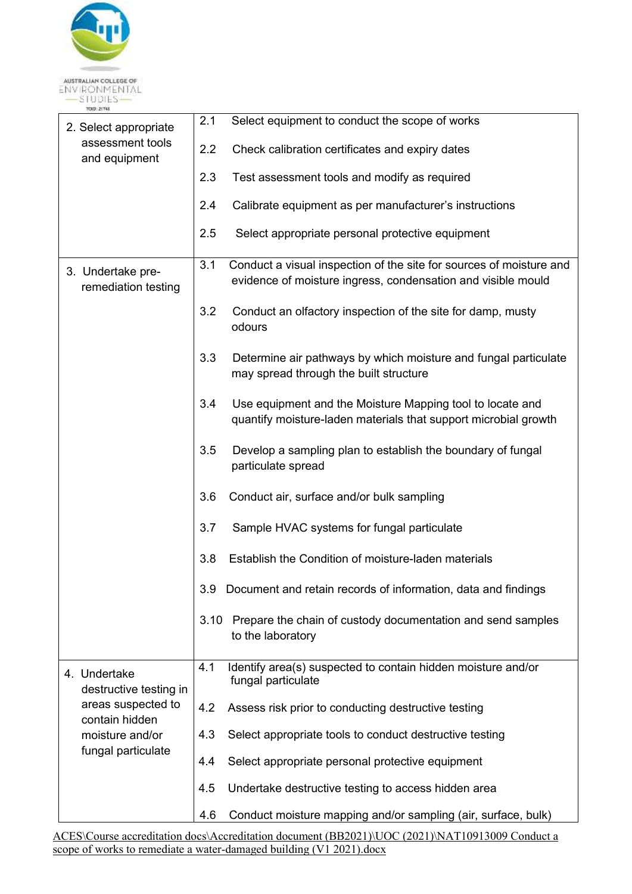| | |
|---|---|
| 2. Select appropriate assessment tools and equipment | 2.1 Select equipment to conduct the scope of works<br><br>2.2 Check calibration certificates and expiry dates<br><br>2.3 Test assessment tools and modify as required<br><br>2.4 Calibrate equipment as per manufacturer's instructions<br><br>2.5 Select appropriate personal protective equipment |
| 3. Undertake pre-remediation testing | 3.1 Conduct a visual inspection of the site for sources of moisture and evidence of moisture ingress, condensation and visible mould<br><br>3.2 Conduct an olfactory inspection of the site for damp, musty odours<br><br>3.3 Determine air pathways by which moisture and fungal particulate may spread through the built structure<br><br>3.4 Use equipment and the Moisture Mapping tool to locate and quantify moisture-laden materials that support microbial growth<br><br>3.5 Develop a sampling plan to establish the boundary of fungal particulate spread<br><br>3.6 Conduct air, surface and/or bulk sampling<br><br>3.7 Sample HVAC systems for fungal particulate<br><br>3.8 Establish the Condition of moisture-laden materials<br><br>3.9 Document and retain records of information, data and findings<br><br>3.10 Prepare the chain of custody documentation and send samples to the laboratory |
| 4. Undertake destructive testing in areas suspected to contain hidden moisture and/or fungal particulate | 4.1 Identify area(s) suspected to contain hidden moisture and/or fungal particulate<br><br>4.2 Assess risk prior to conducting destructive testing<br><br>4.3 Select appropriate tools to conduct destructive testing<br><br>4.4 Select appropriate personal protective equipment<br><br>4.5 Undertake destructive testing to access hidden area<br><br>4.6 Conduct moisture mapping and/or sampling (air, surface, bulk) |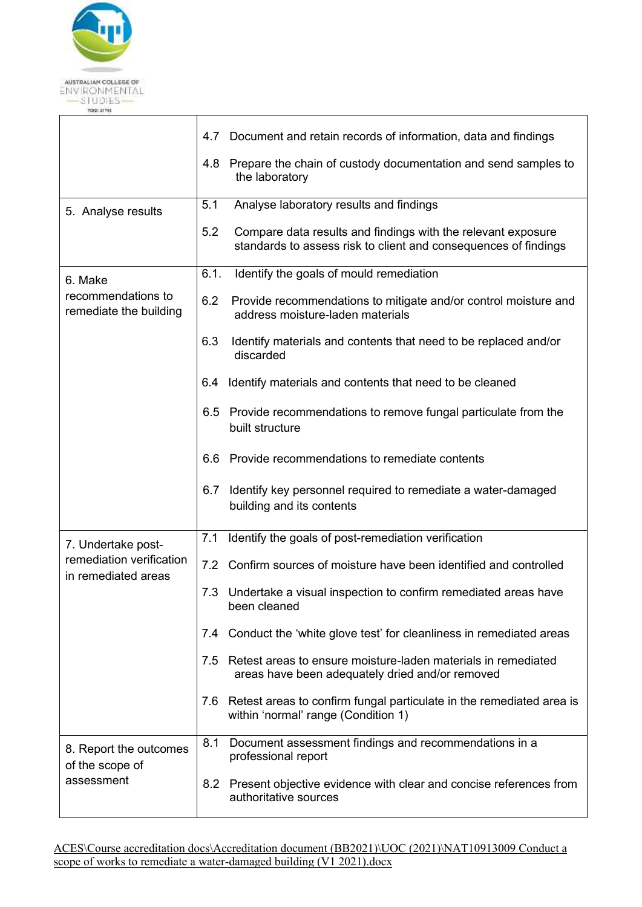| | |
|---|---|
| | 4.7 Document and retain records of information, data and findings<br><br>4.8 Prepare the chain of custody documentation and send samples to the laboratory |
| 5. Analyse results | 5.1 Analyse laboratory results and findings<br><br>5.2 Compare data results and findings with the relevant exposure standards to assess risk to client and consequences of findings |
| 6. Make recommendations to remediate the building | 6.1. Identify the goals of mould remediation<br><br>6.2 Provide recommendations to mitigate and/or control moisture and address moisture-laden materials<br><br>6.3 Identify materials and contents that need to be replaced and/or discarded<br><br>6.4 Identify materials and contents that need to be cleaned<br><br>6.5 Provide recommendations to remove fungal particulate from the built structure<br><br>6.6 Provide recommendations to remediate contents<br><br>6.7 Identify key personnel required to remediate a water-damaged building and its contents |
| 7. Undertake post-remediation verification in remediated areas | 7.1 Identify the goals of post-remediation verification<br><br>7.2 Confirm sources of moisture have been identified and controlled<br><br>7.3 Undertake a visual inspection to confirm remediated areas have been cleaned<br><br>7.4 Conduct the 'white glove test' for cleanliness in remediated areas<br><br>7.5 Retest areas to ensure moisture-laden materials in remediated areas have been adequately dried and/or removed<br><br>7.6 Retest areas to confirm fungal particulate in the remediated area is within 'normal' range (Condition 1) |
| 8. Report the outcomes of the scope of assessment | 8.1 Document assessment findings and recommendations in a professional report<br><br>8.2 Present objective evidence with clear and concise references from authoritative sources |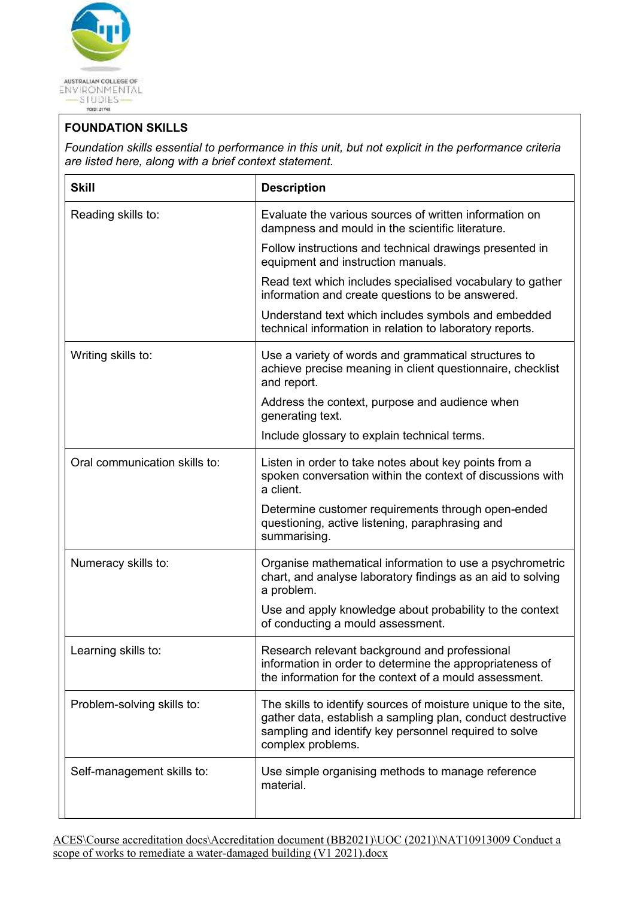**FOUNDATION SKILLS**

*Foundation skills essential to performance in this unit, but not explicit in the performance criteria are listed here, along with a brief context statement.*

| Skill | Description |
|---|---|
| Reading skills to: | Evaluate the various sources of written information on dampness and mould in the scientific literature.<br>Follow instructions and technical drawings presented in equipment and instruction manuals.<br>Read text which includes specialised vocabulary to gather information and create questions to be answered.<br>Understand text which includes symbols and embedded technical information in relation to laboratory reports. |
| Writing skills to: | Use a variety of words and grammatical structures to achieve precise meaning in client questionnaire, checklist and report.<br>Address the context, purpose and audience when generating text.<br>Include glossary to explain technical terms. |
| Oral communication skills to: | Listen in order to take notes about key points from a spoken conversation within the context of discussions with a client.<br>Determine customer requirements through open-ended questioning, active listening, paraphrasing and summarising. |
| Numeracy skills to: | Organise mathematical information to use a psychrometric chart, and analyse laboratory findings as an aid to solving a problem.<br>Use and apply knowledge about probability to the context of conducting a mould assessment. |
| Learning skills to: | Research relevant background and professional information in order to determine the appropriateness of the information for the context of a mould assessment. |
| Problem-solving skills to: | The skills to identify sources of moisture unique to the site, gather data, establish a sampling plan, conduct destructive sampling and identify key personnel required to solve complex problems. |
| Self-management skills to: | Use simple organising methods to manage reference material. |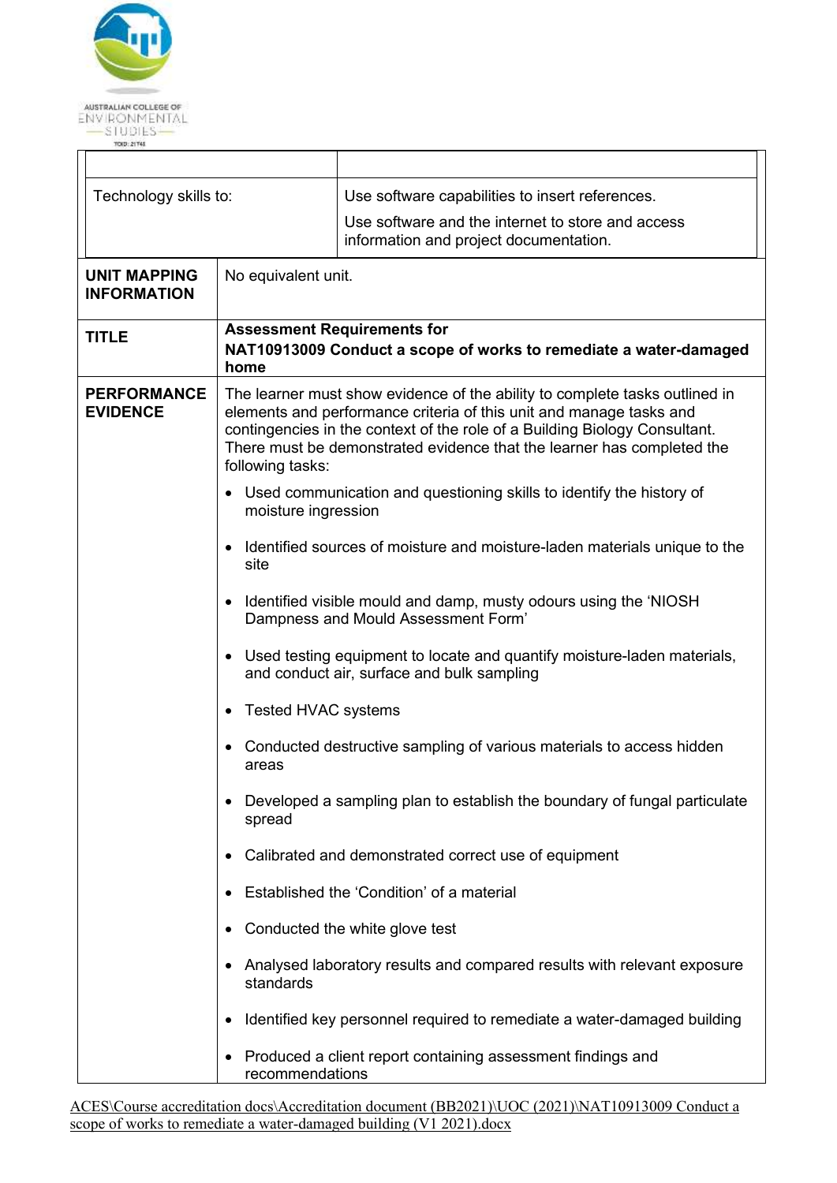| | |
|---|---|
| | |
| Technology skills to: | Use software capabilities to insert references.<br>Use software and the internet to store and access information and project documentation. |

| | |
|---|---|
| **UNIT MAPPING INFORMATION** | No equivalent unit. |
| **TITLE** | **Assessment Requirements for**<br>**NAT10913009 Conduct a scope of works to remediate a water-damaged home** |
| **PERFORMANCE EVIDENCE** | The learner must show evidence of the ability to complete tasks outlined in elements and performance criteria of this unit and manage tasks and contingencies in the context of the role of a Building Biology Consultant. There must be demonstrated evidence that the learner has completed the following tasks:<br>• Used communication and questioning skills to identify the history of moisture ingression<br>• Identified sources of moisture and moisture-laden materials unique to the site<br>• Identified visible mould and damp, musty odours using the 'NIOSH Dampness and Mould Assessment Form'<br>• Used testing equipment to locate and quantify moisture-laden materials, and conduct air, surface and bulk sampling<br>• Tested HVAC systems<br>• Conducted destructive sampling of various materials to access hidden areas<br>• Developed a sampling plan to establish the boundary of fungal particulate spread<br>• Calibrated and demonstrated correct use of equipment<br>• Established the 'Condition' of a material<br>• Conducted the white glove test<br>• Analysed laboratory results and compared results with relevant exposure standards<br>• Identified key personnel required to remediate a water-damaged building<br>• Produced a client report containing assessment findings and recommendations |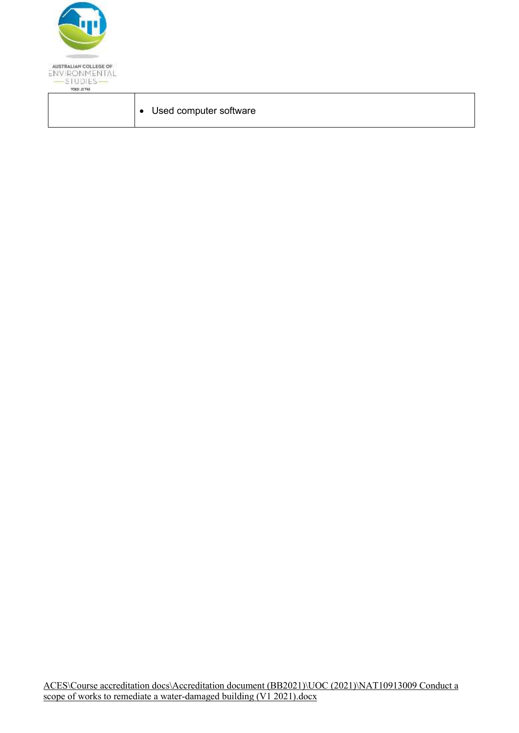| | |
|---|---|
| | • Used computer software |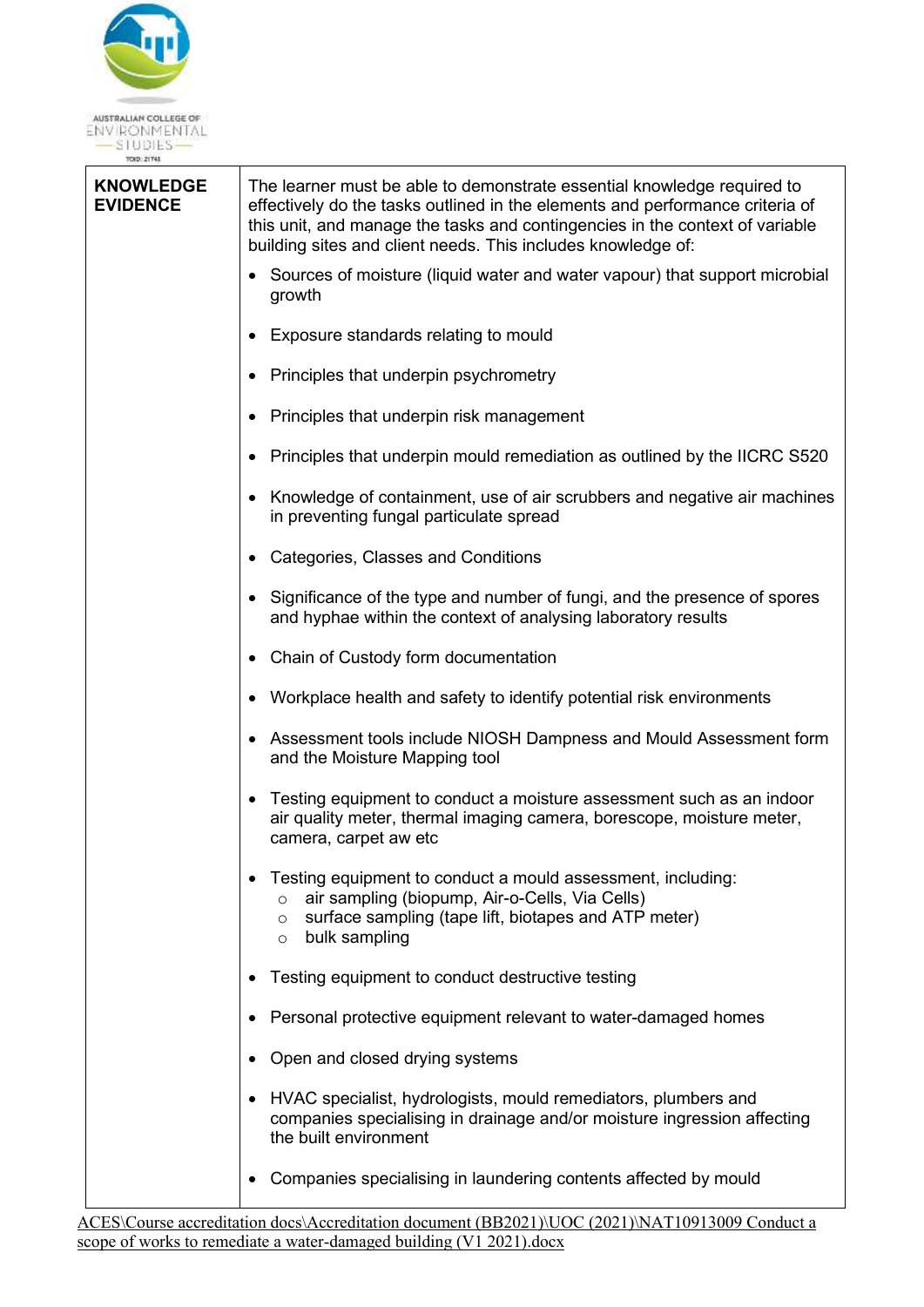| KNOWLEDGE EVIDENCE | The learner must be able to demonstrate essential knowledge required to effectively do the tasks outlined in the elements and performance criteria of this unit, and manage the tasks and contingencies in the context of variable building sites and client needs. This includes knowledge of:<br><ul><li>Sources of moisture (liquid water and water vapour) that support microbial growth</li><li>Exposure standards relating to mould</li><li>Principles that underpin psychrometry</li><li>Principles that underpin risk management</li><li>Principles that underpin mould remediation as outlined by the IICRC S520</li><li>Knowledge of containment, use of air scrubbers and negative air machines in preventing fungal particulate spread</li><li>Categories, Classes and Conditions</li><li>Significance of the type and number of fungi, and the presence of spores and hyphae within the context of analysing laboratory results</li><li>Chain of Custody form documentation</li><li>Workplace health and safety to identify potential risk environments</li><li>Assessment tools include NIOSH Dampness and Mould Assessment form and the Moisture Mapping tool</li><li>Testing equipment to conduct a moisture assessment such as an indoor air quality meter, thermal imaging camera, borescope, moisture meter, camera, carpet aw etc</li><li>Testing equipment to conduct a mould assessment, including:<ul><li>air sampling (biopump, Air-o-Cells, Via Cells)</li><li>surface sampling (tape lift, biotapes and ATP meter)</li><li>bulk sampling</li></ul></li><li>Testing equipment to conduct destructive testing</li><li>Personal protective equipment relevant to water-damaged homes</li><li>Open and closed drying systems</li><li>HVAC specialist, hydrologists, mould remediators, plumbers and companies specialising in drainage and/or moisture ingression affecting the built environment</li><li>Companies specialising in laundering contents affected by mould</li></ul> |
|---|---|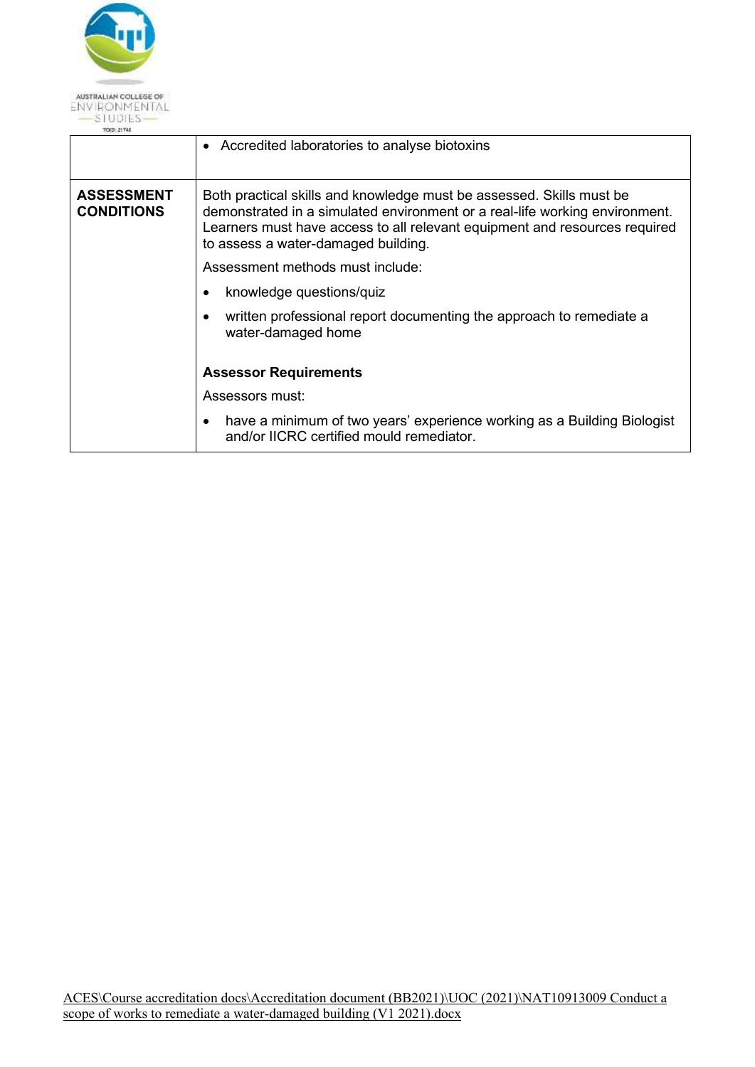| | |
|---|---|
| | • Accredited laboratories to analyse biotoxins |
| **ASSESSMENT CONDITIONS** | Both practical skills and knowledge must be assessed. Skills must be demonstrated in a simulated environment or a real-life working environment. Learners must have access to all relevant equipment and resources required to assess a water-damaged building.<br><br>Assessment methods must include:<br><br>• knowledge questions/quiz<br>• written professional report documenting the approach to remediate a water-damaged home<br><br>**Assessor Requirements**<br><br>Assessors must:<br><br>• have a minimum of two years' experience working as a Building Biologist and/or IICRC certified mould remediator. |